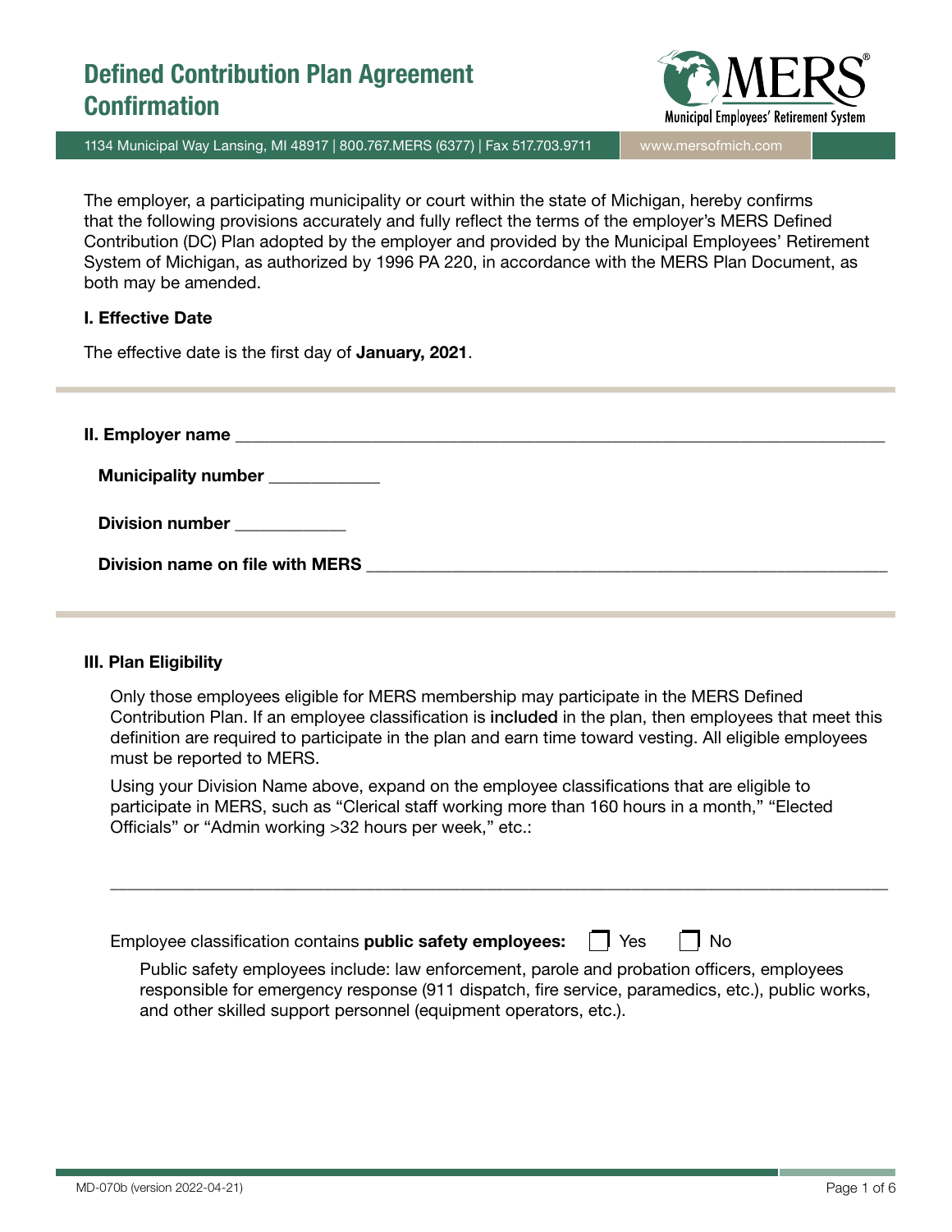# Defined Contribution Plan Agreement Confirmation

1134 Municipal Way Lansing, MI 48917 | 800.767.MERS (6377) | Fax 517.703.9711 | www.mersofmich.com

The employer, a participating municipality or court within the state of Michigan, hereby confirms that the following provisions accurately and fully reflect the terms of the employer's MERS Defined Contribution (DC) Plan adopted by the employer and provided by the Municipal Employees' Retirement System of Michigan, as authorized by 1996 PA 220, in accordance with the MERS Plan Document, as both may be amended.

**I. Effective Date**

The effective date is the first day of **January, 2021**.

**II. Employer name** ___________________________________________

**Municipality number** ____________

**Division number** ____________

**Division name on file with MERS** ___________________________________________

**III. Plan Eligibility**

Only those employees eligible for MERS membership may participate in the MERS Defined Contribution Plan. If an employee classification is included in the plan, then employees that meet this definition are required to participate in the plan and earn time toward vesting. All eligible employees must be reported to MERS.

Using your Division Name above, expand on the employee classifications that are eligible to participate in MERS, such as "Clerical staff working more than 160 hours in a month," "Elected Officials" or "Admin working >32 hours per week," etc.:

___________________________________________

Employee classification contains **public safety employees:** ☐ Yes ☐ No

Public safety employees include: law enforcement, parole and probation officers, employees responsible for emergency response (911 dispatch, fire service, paramedics, etc.), public works, and other skilled support personnel (equipment operators, etc.).

MD-070b (version 2022-04-21)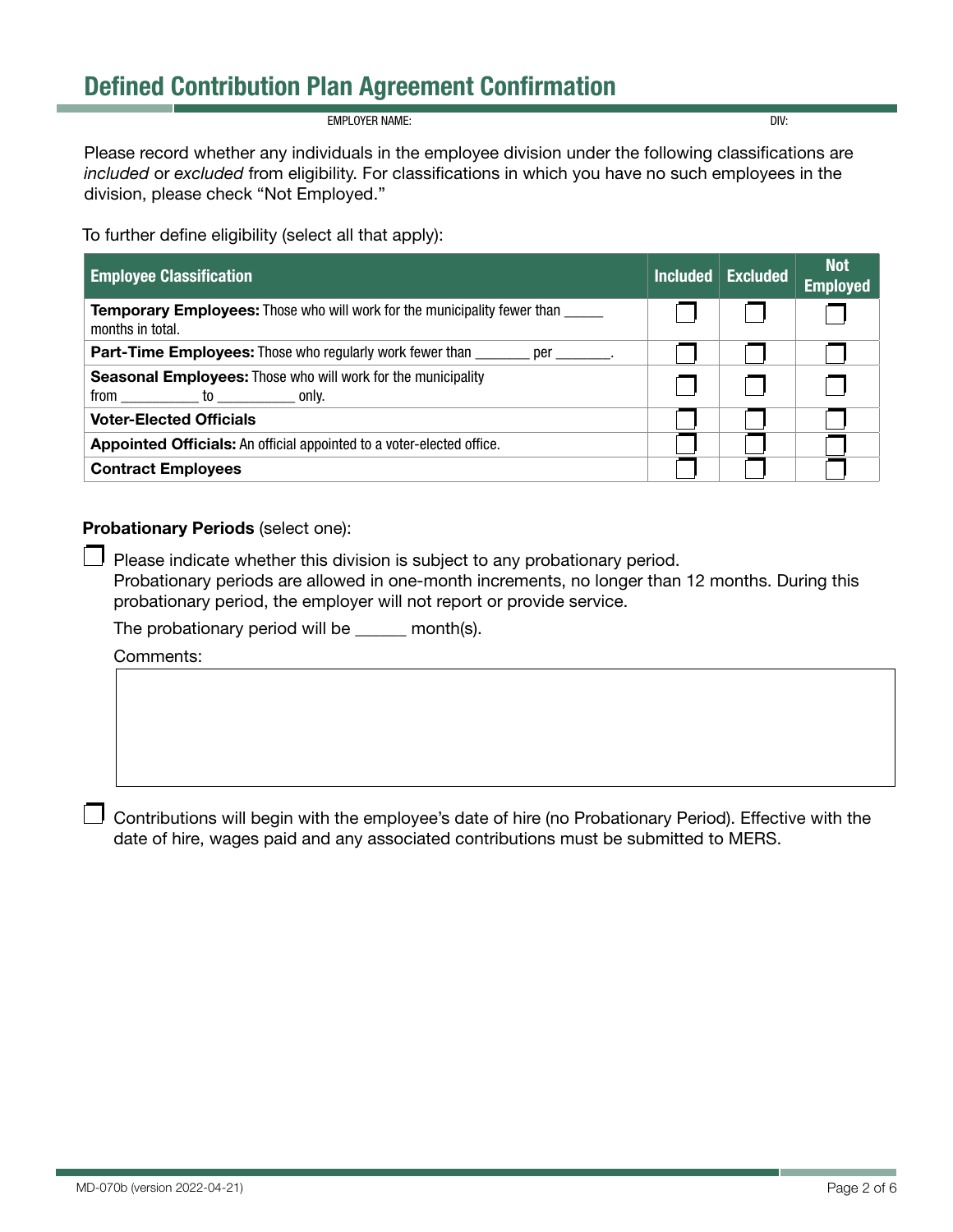# Defined Contribution Plan Agreement Confirmation

EMPLOYER NAME: DIV:

Please record whether any individuals in the employee division under the following classifications are *included* or *excluded* from eligibility. For classifications in which you have no such employees in the division, please check "Not Employed."

To further define eligibility (select all that apply):

| Employee Classification | Included | Excluded | Not Employed |
|---|---|---|---|
| **Temporary Employees:** Those who will work for the municipality fewer than _____ months in total. | ☐ | ☐ | ☐ |
| **Part-Time Employees:** Those who regularly work fewer than _______ per _______. | ☐ | ☐ | ☐ |
| **Seasonal Employees:** Those who will work for the municipality from __________ to __________ only. | ☐ | ☐ | ☐ |
| **Voter-Elected Officials** | ☐ | ☐ | ☐ |
| **Appointed Officials:** An official appointed to a voter-elected office. | ☐ | ☐ | ☐ |
| **Contract Employees** | ☐ | ☐ | ☐ |

**Probationary Periods** (select one):

☐ Please indicate whether this division is subject to any probationary period.
Probationary periods are allowed in one-month increments, no longer than 12 months. During this probationary period, the employer will not report or provide service.

The probationary period will be ______ month(s).

Comments:

☐ Contributions will begin with the employee's date of hire (no Probationary Period). Effective with the date of hire, wages paid and any associated contributions must be submitted to MERS.

MD-070b (version 2022-04-21)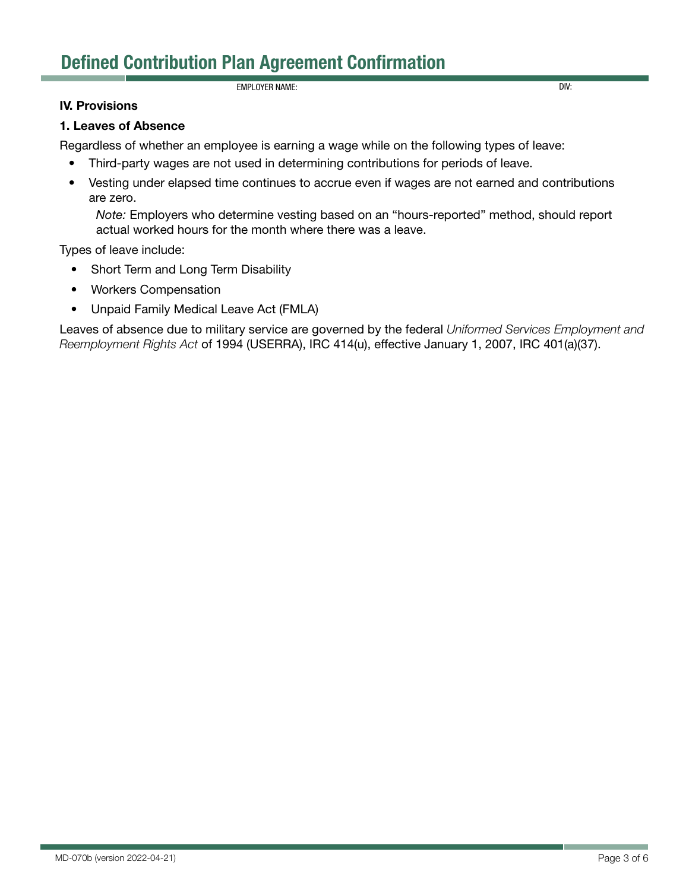# Defined Contribution Plan Agreement Confirmation

EMPLOYER NAME: DIV:

## IV. Provisions

### 1. Leaves of Absence

Regardless of whether an employee is earning a wage while on the following types of leave:

- Third-party wages are not used in determining contributions for periods of leave.
- Vesting under elapsed time continues to accrue even if wages are not earned and contributions are zero.

  *Note:* Employers who determine vesting based on an "hours-reported" method, should report actual worked hours for the month where there was a leave.

Types of leave include:

- Short Term and Long Term Disability
- Workers Compensation
- Unpaid Family Medical Leave Act (FMLA)

Leaves of absence due to military service are governed by the federal *Uniformed Services Employment and Reemployment Rights Act* of 1994 (USERRA), IRC 414(u), effective January 1, 2007, IRC 401(a)(37).

MD-070b (version 2022-04-21)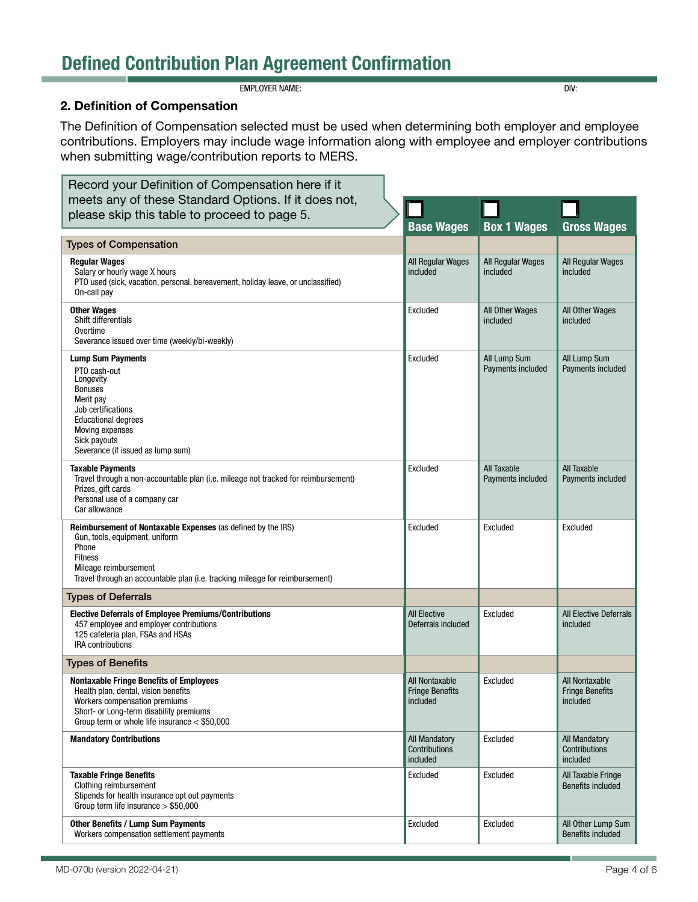# Defined Contribution Plan Agreement Confirmation

EMPLOYER NAME: DIV:

## 2. Definition of Compensation

The Definition of Compensation selected must be used when determining both employer and employee contributions. Employers may include wage information along with employee and employer contributions when submitting wage/contribution reports to MERS.

| Record your Definition of Compensation here if it meets any of these Standard Options. If it does not, please skip this table to proceed to page 5. | ☐ Base Wages | ☐ Box 1 Wages | ☐ Gross Wages |
|---|---|---|---|
| **Types of Compensation** | | | |
| **Regular Wages**<br>Salary or hourly wage X hours<br>PTO used (sick, vacation, personal, bereavement, holiday leave, or unclassified)<br>On-call pay | All Regular Wages included | All Regular Wages included | All Regular Wages included |
| **Other Wages**<br>Shift differentials<br>Overtime<br>Severance issued over time (weekly/bi-weekly) | Excluded | All Other Wages included | All Other Wages included |
| **Lump Sum Payments**<br>PTO cash-out<br>Longevity<br>Bonuses<br>Merit pay<br>Job certifications<br>Educational degrees<br>Moving expenses<br>Sick payouts<br>Severance (if issued as lump sum) | Excluded | All Lump Sum Payments included | All Lump Sum Payments included |
| **Taxable Payments**<br>Travel through a non-accountable plan (i.e. mileage not tracked for reimbursement)<br>Prizes, gift cards<br>Personal use of a company car<br>Car allowance | Excluded | All Taxable Payments included | All Taxable Payments included |
| **Reimbursement of Nontaxable Expenses** (as defined by the IRS)<br>Gun, tools, equipment, uniform<br>Phone<br>Fitness<br>Mileage reimbursement<br>Travel through an accountable plan (i.e. tracking mileage for reimbursement) | Excluded | Excluded | Excluded |
| **Types of Deferrals** | | | |
| **Elective Deferrals of Employee Premiums/Contributions**<br>457 employee and employer contributions<br>125 cafeteria plan, FSAs and HSAs<br>IRA contributions | All Elective Deferrals included | Excluded | All Elective Deferrals included |
| **Types of Benefits** | | | |
| **Nontaxable Fringe Benefits of Employees**<br>Health plan, dental, vision benefits<br>Workers compensation premiums<br>Short- or Long-term disability premiums<br>Group term or whole life insurance < $50,000 | All Nontaxable Fringe Benefits included | Excluded | All Nontaxable Fringe Benefits included |
| **Mandatory Contributions** | All Mandatory Contributions included | Excluded | All Mandatory Contributions included |
| **Taxable Fringe Benefits**<br>Clothing reimbursement<br>Stipends for health insurance opt out payments<br>Group term life insurance > $50,000 | Excluded | Excluded | All Taxable Fringe Benefits included |
| **Other Benefits / Lump Sum Payments**<br>Workers compensation settlement payments | Excluded | Excluded | All Other Lump Sum Benefits included |

MD-070b (version 2022-04-21)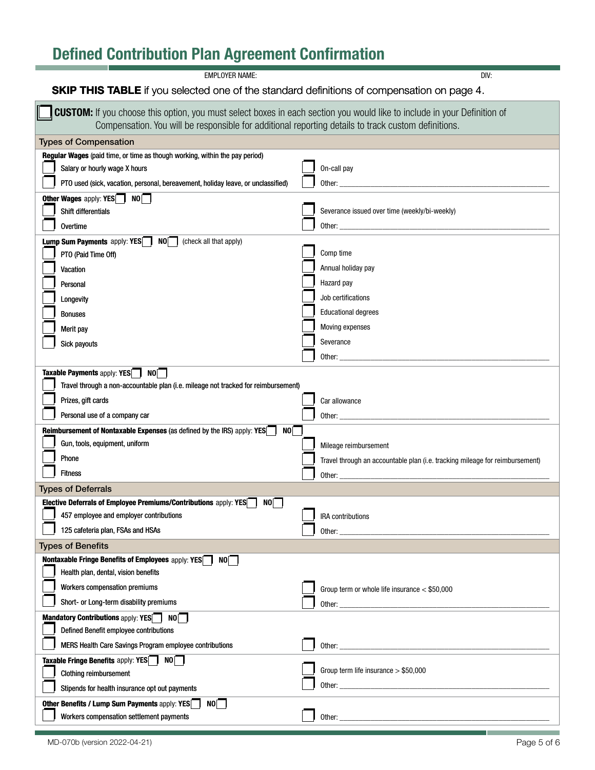# Defined Contribution Plan Agreement Confirmation

EMPLOYER NAME: DIV:

**SKIP THIS TABLE** if you selected one of the standard definitions of compensation on page 4.

☐ **CUSTOM:** If you choose this option, you must select boxes in each section you would like to include in your Definition of Compensation. You will be responsible for additional reporting details to track custom definitions.

## Types of Compensation

**Regular Wages** (paid time, or time as though working, within the pay period)

| | |
|---|---|
| ☐ Salary or hourly wage X hours | ☐ On-call pay |
| ☐ PTO used (sick, vacation, personal, bereavement, holiday leave, or unclassified) | ☐ Other: ____________ |

**Other Wages** apply: **YES** ☐ **NO** ☐

| | |
|---|---|
| ☐ Shift differentials | ☐ Severance issued over time (weekly/bi-weekly) |
| ☐ Overtime | ☐ Other: ____________ |

**Lump Sum Payments** apply: **YES** ☐ **NO** ☐ (check all that apply)

| | |
|---|---|
| ☐ PTO (Paid Time Off) | ☐ Comp time |
| ☐ Vacation | ☐ Annual holiday pay |
| ☐ Personal | ☐ Hazard pay |
| ☐ Longevity | ☐ Job certifications |
| ☐ Bonuses | ☐ Educational degrees |
| ☐ Merit pay | ☐ Moving expenses |
| ☐ Sick payouts | ☐ Severance |
| | ☐ Other: ____________ |

**Taxable Payments** apply: **YES** ☐ **NO** ☐

| | |
|---|---|
| ☐ Travel through a non-accountable plan (i.e. mileage not tracked for reimbursement) | |
| ☐ Prizes, gift cards | ☐ Car allowance |
| ☐ Personal use of a company car | ☐ Other: ____________ |

**Reimbursement of Nontaxable Expenses** (as defined by the IRS) apply: **YES** ☐ **NO** ☐

| | |
|---|---|
| ☐ Gun, tools, equipment, uniform | ☐ Mileage reimbursement |
| ☐ Phone | ☐ Travel through an accountable plan (i.e. tracking mileage for reimbursement) |
| ☐ Fitness | ☐ Other: ____________ |

## Types of Deferrals

**Elective Deferrals of Employee Premiums/Contributions** apply: **YES** ☐ **NO** ☐

| | |
|---|---|
| ☐ 457 employee and employer contributions | ☐ IRA contributions |
| ☐ 125 cafeteria plan, FSAs and HSAs | ☐ Other: ____________ |

## Types of Benefits

**Nontaxable Fringe Benefits of Employees** apply: **YES** ☐ **NO** ☐

| | |
|---|---|
| ☐ Health plan, dental, vision benefits | |
| ☐ Workers compensation premiums | ☐ Group term or whole life insurance < $50,000 |
| ☐ Short- or Long-term disability premiums | ☐ Other: ____________ |

**Mandatory Contributions** apply: **YES** ☐ **NO** ☐

| | |
|---|---|
| ☐ Defined Benefit employee contributions | |
| ☐ MERS Health Care Savings Program employee contributions | ☐ Other: ____________ |

**Taxable Fringe Benefits** apply: **YES** ☐ **NO** ☐

| | |
|---|---|
| ☐ Clothing reimbursement | ☐ Group term life insurance > $50,000 |
| ☐ Stipends for health insurance opt out payments | ☐ Other: ____________ |

**Other Benefits / Lump Sum Payments** apply: **YES** ☐ **NO** ☐

| | |
|---|---|
| ☐ Workers compensation settlement payments | ☐ Other: ____________ |

MD-070b (version 2022-04-21)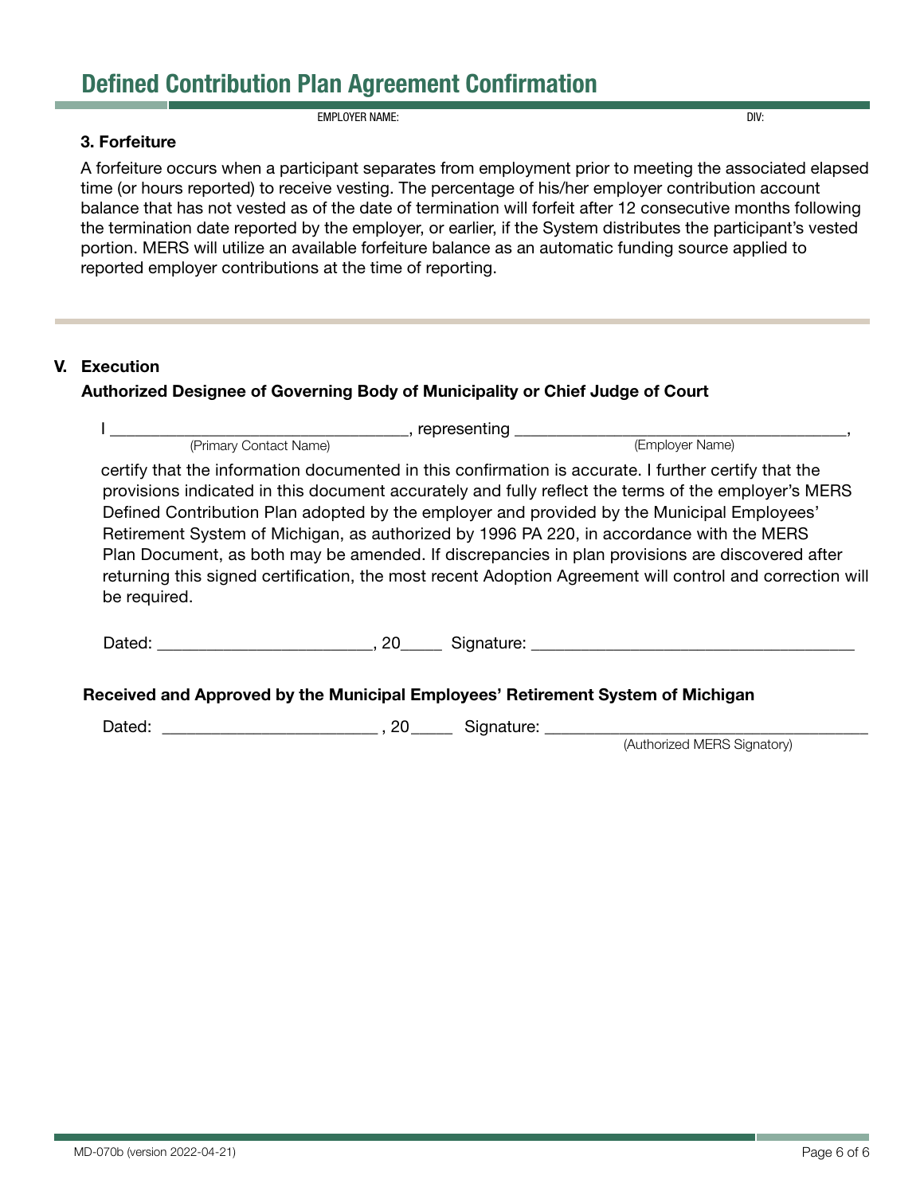EMPLOYER NAME: DIV:

### 3. Forfeiture

A forfeiture occurs when a participant separates from employment prior to meeting the associated elapsed time (or hours reported) to receive vesting. The percentage of his/her employer contribution account balance that has not vested as of the date of termination will forfeit after 12 consecutive months following the termination date reported by the employer, or earlier, if the System distributes the participant's vested portion. MERS will utilize an available forfeiture balance as an automatic funding source applied to reported employer contributions at the time of reporting.

## V. Execution

### Authorized Designee of Governing Body of Municipality or Chief Judge of Court

I ________________________________, representing ______________________________________,
(Primary Contact Name) (Employer Name)

certify that the information documented in this confirmation is accurate. I further certify that the provisions indicated in this document accurately and fully reflect the terms of the employer's MERS Defined Contribution Plan adopted by the employer and provided by the Municipal Employees' Retirement System of Michigan, as authorized by 1996 PA 220, in accordance with the MERS Plan Document, as both may be amended. If discrepancies in plan provisions are discovered after returning this signed certification, the most recent Adoption Agreement will control and correction will be required.

Dated: ________________________, 20_____ Signature: ____________________________________

### Received and Approved by the Municipal Employees' Retirement System of Michigan

Dated: ________________________ , 20_____ Signature: ____________________________________
(Authorized MERS Signatory)

MD-070b (version 2022-04-21)